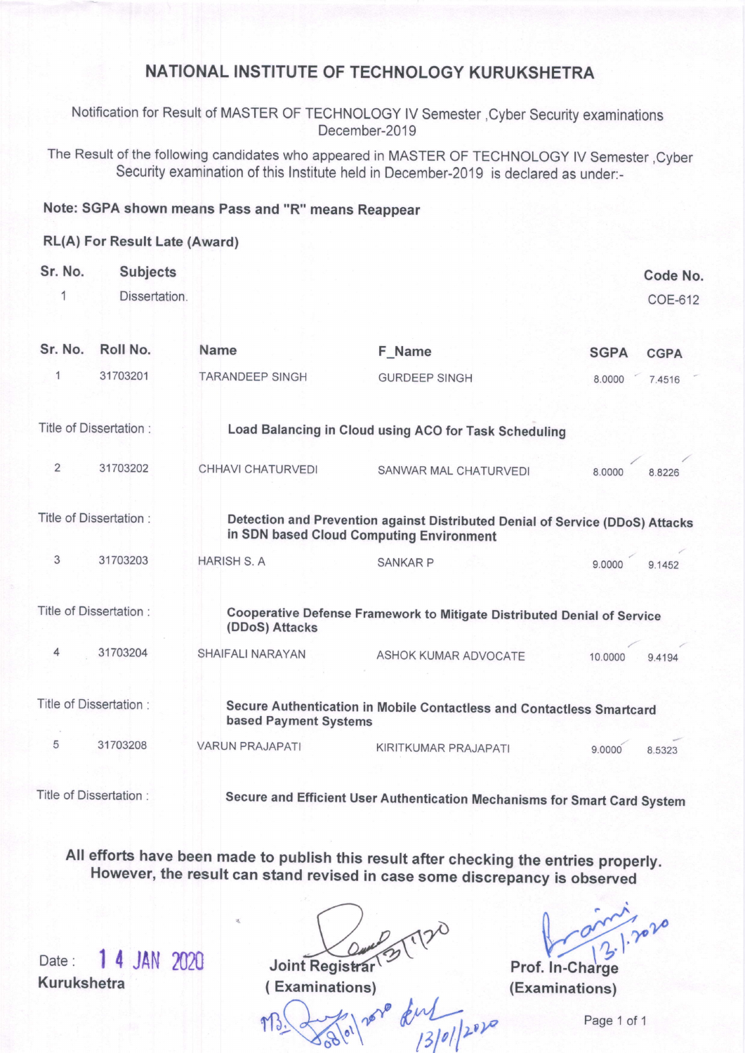# NATIONAL INSTITUTE OF TECHNOLOGY KURUKSHETRA

Notification for Result of MASTER OF TECHNOLOGY IV Semester ,Cyber Security examinations December-2019

The Result of the following candidates who appeared in MASTER OF TECHNOLOGY IV Semester ,Cyber Security examination of this Institute held in December-2019 is declared as under:-

**Note: SGPA shown means Pass and "R" means Reappear**

**RL(A) For Result Late (Award)**

| Sr. No. | Subjects | Code No. |
|---|---|---|
| 1 | Dissertation. | COE-612 |

| Sr. No. | Roll No. | Name | F_Name | SGPA | CGPA |
|---|---|---|---|---|---|
| 1 | 31703201 | TARANDEEP SINGH | GURDEEP SINGH | 8.0000 | 7.4516 |
| | Title of Dissertation : | **Load Balancing in Cloud using ACO for Task Scheduling** | | | |
| 2 | 31703202 | CHHAVI CHATURVEDI | SANWAR MAL CHATURVEDI | 8.0000 | 8.8226 |
| | Title of Dissertation : | **Detection and Prevention against Distributed Denial of Service (DDoS) Attacks in SDN based Cloud Computing Environment** | | | |
| 3 | 31703203 | HARISH S. A | SANKAR P | 9.0000 | 9.1452 |
| | Title of Dissertation : | **Cooperative Defense Framework to Mitigate Distributed Denial of Service (DDoS) Attacks** | | | |
| 4 | 31703204 | SHAIFALI NARAYAN | ASHOK KUMAR ADVOCATE | 10.0000 | 9.4194 |
| | Title of Dissertation : | **Secure Authentication in Mobile Contactless and Contactless Smartcard based Payment Systems** | | | |
| 5 | 31703208 | VARUN PRAJAPATI | KIRITKUMAR PRAJAPATI | 9.0000 | 8.5323 |
| | Title of Dissertation : | **Secure and Efficient User Authentication Mechanisms for Smart Card System** | | | |

**All efforts have been made to publish this result after checking the entries properly. However, the result can stand revised in case some discrepancy is observed**

Date : 14 JAN 2020
**Kurukshetra**

**Joint Registrar**
**( Examinations)**

**Prof. In-Charge**
**(Examinations)**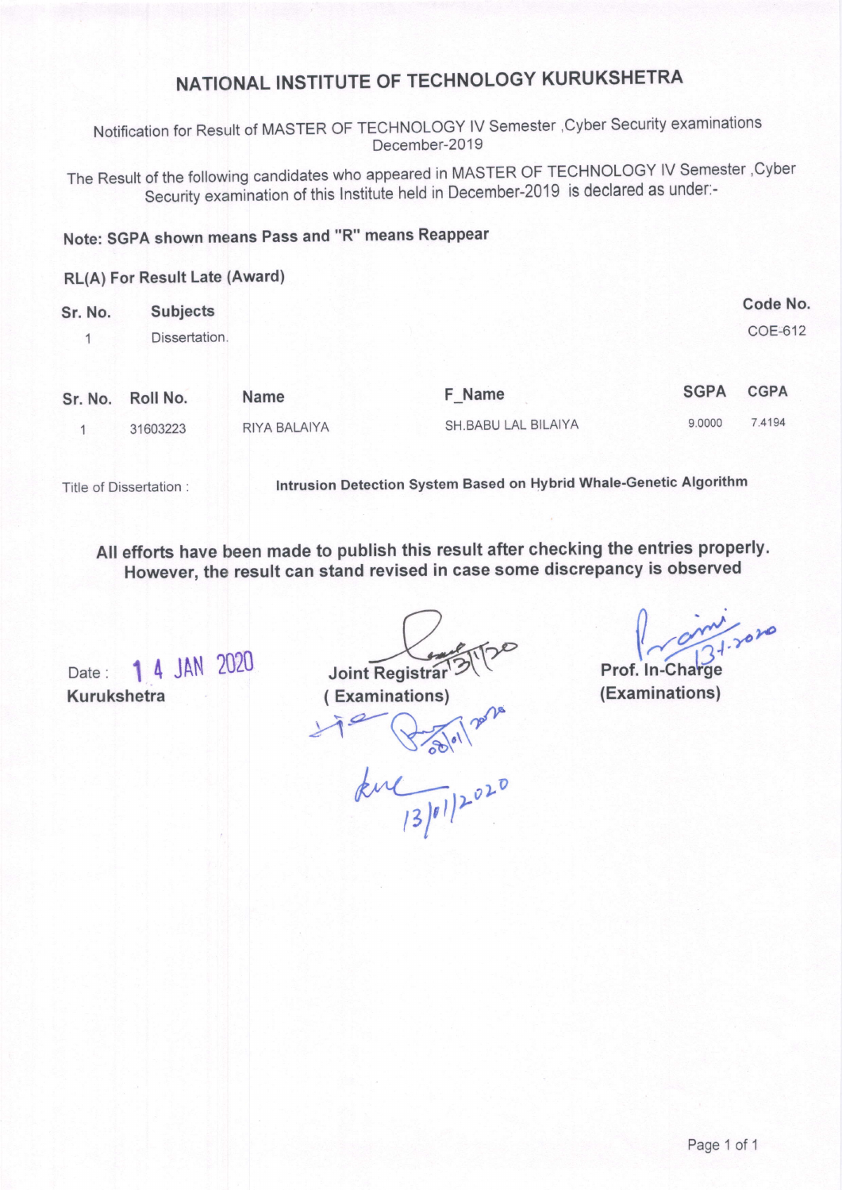# NATIONAL INSTITUTE OF TECHNOLOGY KURUKSHETRA

Notification for Result of MASTER OF TECHNOLOGY IV Semester ,Cyber Security examinations December-2019

The Result of the following candidates who appeared in MASTER OF TECHNOLOGY IV Semester ,Cyber Security examination of this Institute held in December-2019 is declared as under:-

**Note: SGPA shown means Pass and "R" means Reappear**

**RL(A) For Result Late (Award)**

| Sr. No. | Subjects | Code No. |
|---|---|---|
| 1 | Dissertation. | COE-612 |

| Sr. No. | Roll No. | Name | F_Name | SGPA | CGPA |
|---|---|---|---|---|---|
| 1 | 31603223 | RIYA BALAIYA | SH.BABU LAL BILAIYA | 9.0000 | 7.4194 |

Title of Dissertation : **Intrusion Detection System Based on Hybrid Whale-Genetic Algorithm**

**All efforts have been made to publish this result after checking the entries properly. However, the result can stand revised in case some discrepancy is observed**

Date : 14 JAN 2020
**Kurukshetra**

**Joint Registrar**
**( Examinations)**

**Prof. In-Charge**
**(Examinations)**